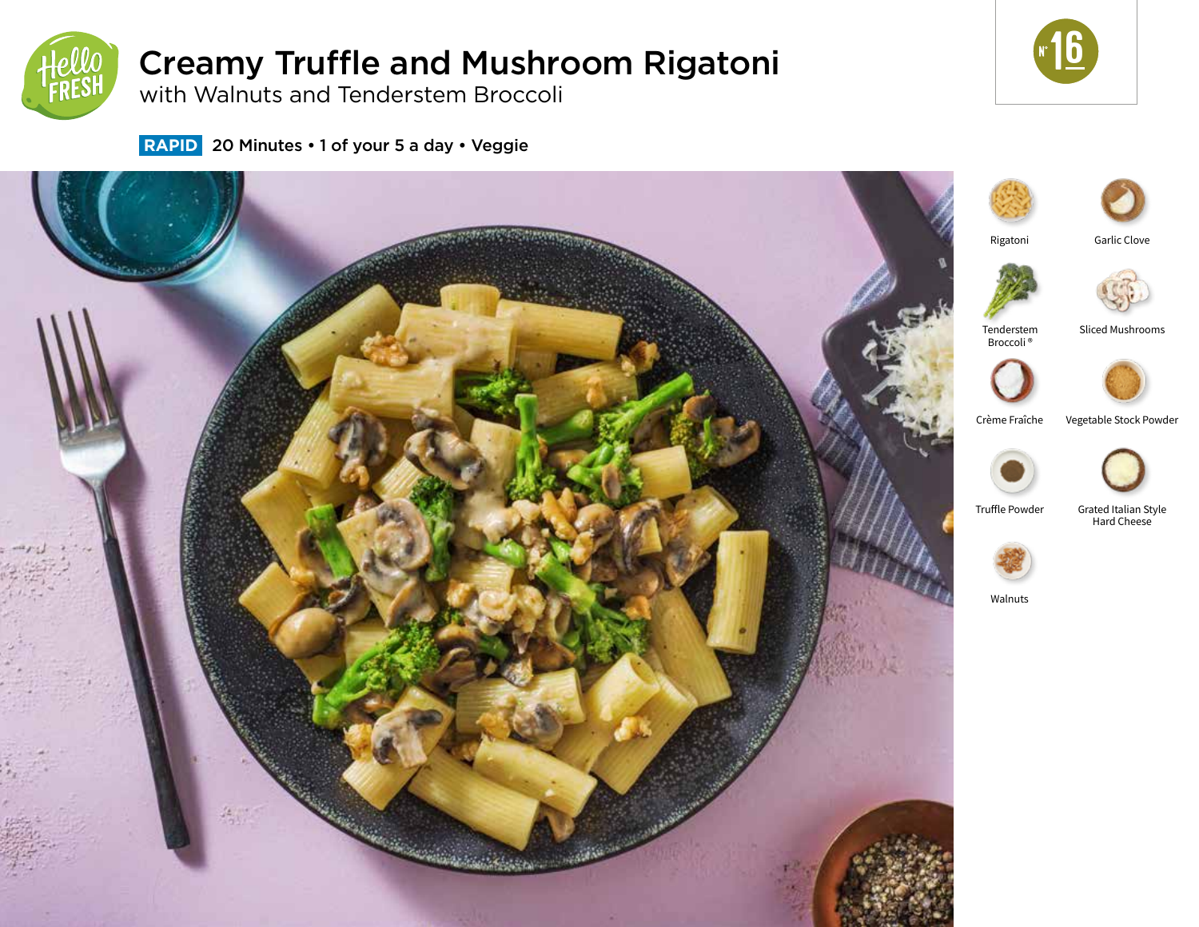# Creamy Truffle and Mushroom Rigatoni

## with Walnuts and Tenderstem Broccoli

Nº 16

**RAPID** 20 Minutes • 1 of your 5 a day • Veggie

- Rigatoni
- Garlic Clove
- Tenderstem Broccoli®
- Sliced Mushrooms
- Crème Fraîche
- Vegetable Stock Powder
- Truffle Powder
- Grated Italian Style Hard Cheese
- Walnuts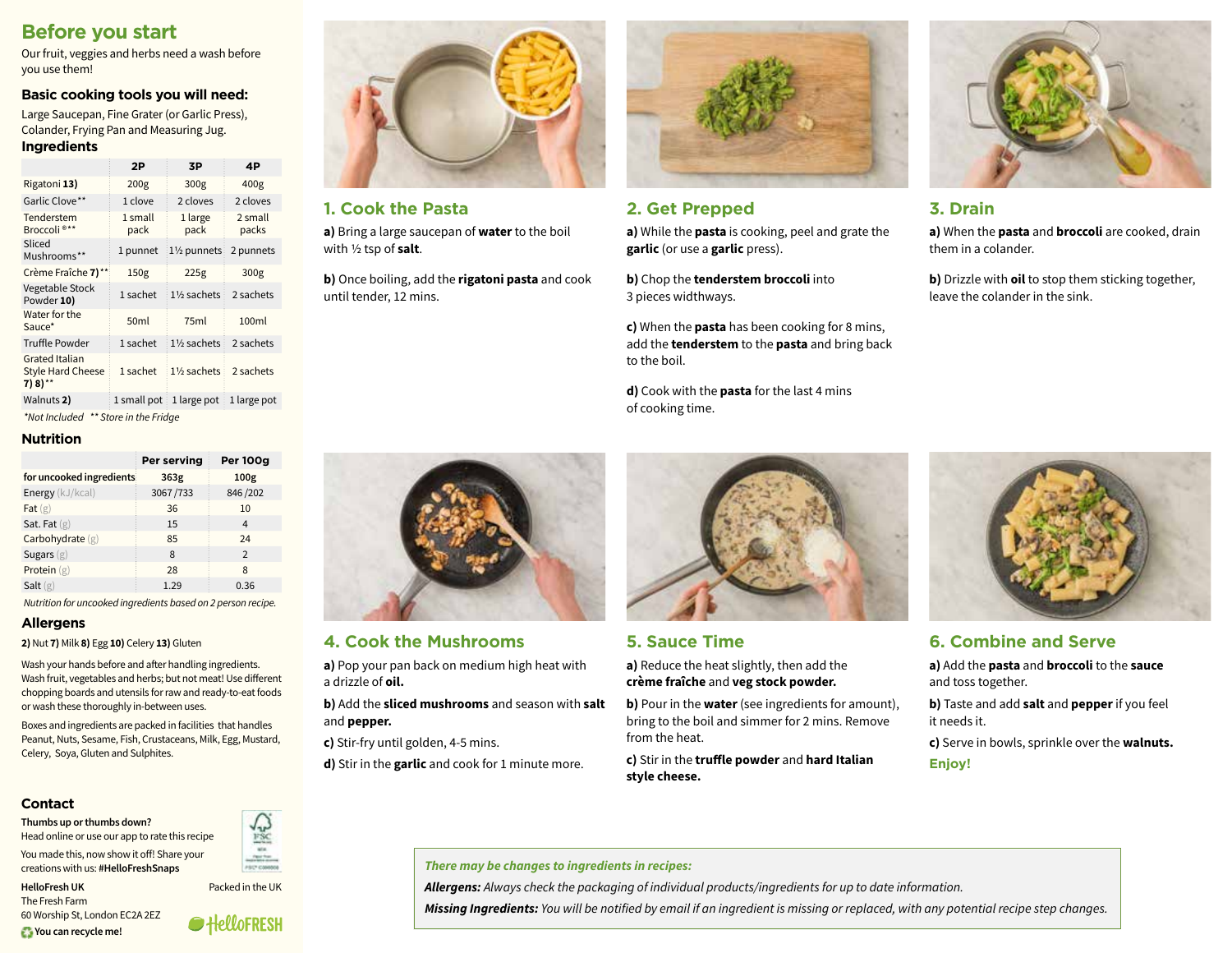## Before you start

Our fruit, veggies and herbs need a wash before you use them!

### Basic cooking tools you will need:

Large Saucepan, Fine Grater (or Garlic Press), Colander, Frying Pan and Measuring Jug.

### Ingredients

| | 2P | 3P | 4P |
|---|---|---|---|
| Rigatoni **13)** | 200g | 300g | 400g |
| Garlic Clove** | 1 clove | 2 cloves | 2 cloves |
| Tenderstem Broccoli®** | 1 small pack | 1 large pack | 2 small packs |
| Sliced Mushrooms** | 1 punnet | 1½ punnets | 2 punnets |
| Crème Fraîche **7)**** | 150g | 225g | 300g |
| Vegetable Stock Powder **10)** | 1 sachet | 1½ sachets | 2 sachets |
| Water for the Sauce* | 50ml | 75ml | 100ml |
| Truffle Powder | 1 sachet | 1½ sachets | 2 sachets |
| Grated Italian Style Hard Cheese **7) 8)**** | 1 sachet | 1½ sachets | 2 sachets |
| Walnuts **2)** | 1 small pot | 1 large pot | 1 large pot |

*\*Not Included \*\* Store in the Fridge*

### Nutrition

| | Per serving | Per 100g |
|---|---|---|
| **for uncooked ingredients** | **363g** | **100g** |
| Energy (kJ/kcal) | 3067 /733 | 846 /202 |
| Fat (g) | 36 | 10 |
| Sat. Fat (g) | 15 | 4 |
| Carbohydrate (g) | 85 | 24 |
| Sugars (g) | 8 | 2 |
| Protein (g) | 28 | 8 |
| Salt (g) | 1.29 | 0.36 |

*Nutrition for uncooked ingredients based on 2 person recipe.*

### Allergens

**2)** Nut **7)** Milk **8)** Egg **10)** Celery **13)** Gluten

Wash your hands before and after handling ingredients. Wash fruit, vegetables and herbs; but not meat! Use different chopping boards and utensils for raw and ready-to-eat foods or wash these thoroughly in-between uses.

Boxes and ingredients are packed in facilities that handles Peanut, Nuts, Sesame, Fish, Crustaceans, Milk, Egg, Mustard, Celery, Soya, Gluten and Sulphites.

### Contact

**Thumbs up or thumbs down?**
Head online or use our app to rate this recipe

You made this, now show it off! Share your creations with us: **#HelloFreshSnaps**

**HelloFresh UK**
The Fresh Farm
60 Worship St, London EC2A 2EZ

Packed in the UK

**You can recycle me!**

## 1. Cook the Pasta

**a)** Bring a large saucepan of **water** to the boil with ½ tsp of **salt**.

**b)** Once boiling, add the **rigatoni pasta** and cook until tender, 12 mins.

## 2. Get Prepped

**a)** While the **pasta** is cooking, peel and grate the **garlic** (or use a **garlic** press).

**b)** Chop the **tenderstem broccoli** into 3 pieces widthways.

**c)** When the **pasta** has been cooking for 8 mins, add the **tenderstem** to the **pasta** and bring back to the boil.

**d)** Cook with the **pasta** for the last 4 mins of cooking time.

## 3. Drain

**a)** When the **pasta** and **broccoli** are cooked, drain them in a colander.

**b)** Drizzle with **oil** to stop them sticking together, leave the colander in the sink.

## 4. Cook the Mushrooms

**a)** Pop your pan back on medium high heat with a drizzle of **oil.**

**b)** Add the **sliced mushrooms** and season with **salt** and **pepper.**

**c)** Stir-fry until golden, 4-5 mins.

**d)** Stir in the **garlic** and cook for 1 minute more.

## 5. Sauce Time

**a)** Reduce the heat slightly, then add the **crème fraîche** and **veg stock powder.**

**b)** Pour in the **water** (see ingredients for amount), bring to the boil and simmer for 2 mins. Remove from the heat.

**c)** Stir in the **truffle powder** and **hard Italian style cheese.**

## 6. Combine and Serve

**a)** Add the **pasta** and **broccoli** to the **sauce** and toss together.

**b)** Taste and add **salt** and **pepper** if you feel it needs it.

**c)** Serve in bowls, sprinkle over the **walnuts.**

**Enjoy!**

***There may be changes to ingredients in recipes:***

***Allergens:*** *Always check the packaging of individual products/ingredients for up to date information.*

***Missing Ingredients:*** *You will be notified by email if an ingredient is missing or replaced, with any potential recipe step changes.*